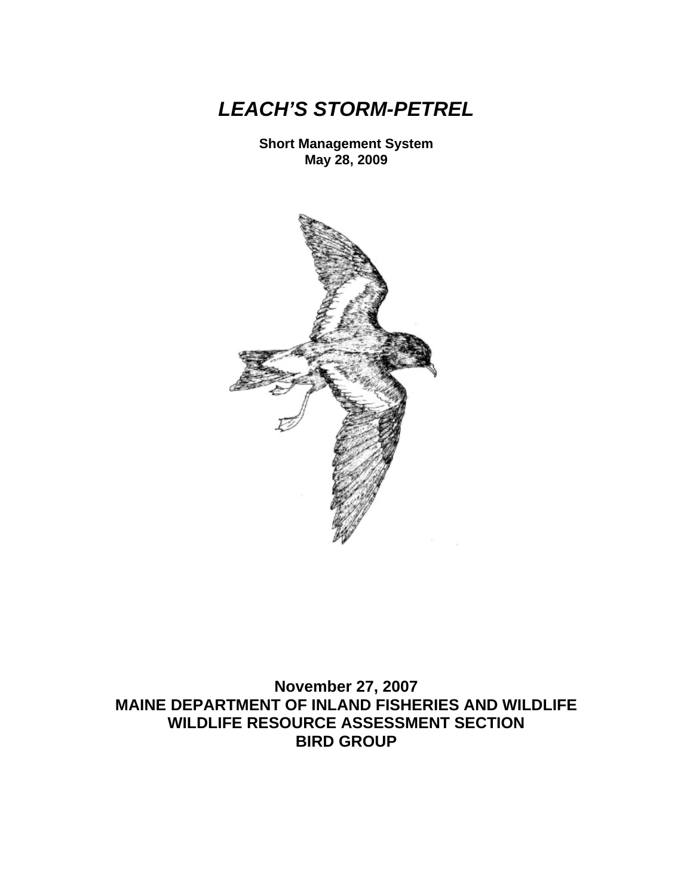# *LEACH'S STORM-PETREL*

**Short Management System**
**May 28, 2009**

**November 27, 2007**
**MAINE DEPARTMENT OF INLAND FISHERIES AND WILDLIFE**
**WILDLIFE RESOURCE ASSESSMENT SECTION**
**BIRD GROUP**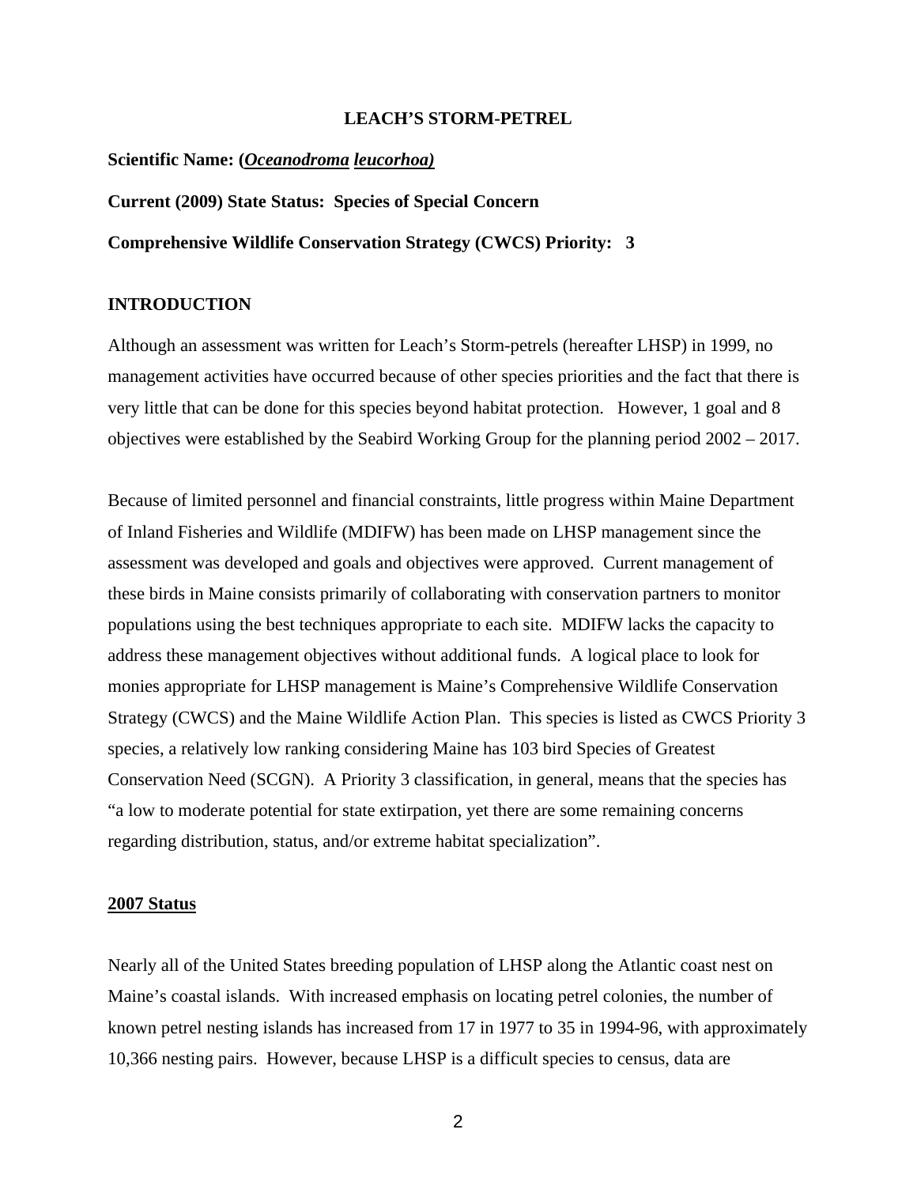# LEACH'S STORM-PETREL

**Scientific Name: (*__Oceanodroma__ __leucorhoa)__*)**

**Current (2009) State Status: Species of Special Concern**

**Comprehensive Wildlife Conservation Strategy (CWCS) Priority: 3**

## INTRODUCTION

Although an assessment was written for Leach's Storm-petrels (hereafter LHSP) in 1999, no management activities have occurred because of other species priorities and the fact that there is very little that can be done for this species beyond habitat protection. However, 1 goal and 8 objectives were established by the Seabird Working Group for the planning period 2002 – 2017.

Because of limited personnel and financial constraints, little progress within Maine Department of Inland Fisheries and Wildlife (MDIFW) has been made on LHSP management since the assessment was developed and goals and objectives were approved. Current management of these birds in Maine consists primarily of collaborating with conservation partners to monitor populations using the best techniques appropriate to each site. MDIFW lacks the capacity to address these management objectives without additional funds. A logical place to look for monies appropriate for LHSP management is Maine's Comprehensive Wildlife Conservation Strategy (CWCS) and the Maine Wildlife Action Plan. This species is listed as CWCS Priority 3 species, a relatively low ranking considering Maine has 103 bird Species of Greatest Conservation Need (SCGN). A Priority 3 classification, in general, means that the species has "a low to moderate potential for state extirpation, yet there are some remaining concerns regarding distribution, status, and/or extreme habitat specialization".

### 2007 Status

Nearly all of the United States breeding population of LHSP along the Atlantic coast nest on Maine's coastal islands. With increased emphasis on locating petrel colonies, the number of known petrel nesting islands has increased from 17 in 1977 to 35 in 1994-96, with approximately 10,366 nesting pairs. However, because LHSP is a difficult species to census, data are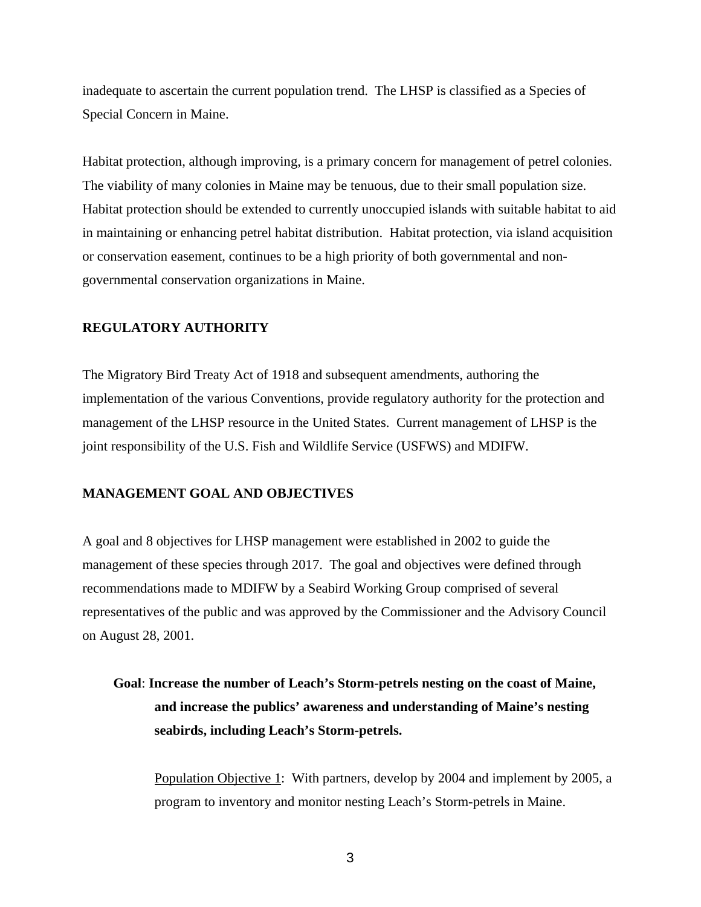inadequate to ascertain the current population trend. The LHSP is classified as a Species of Special Concern in Maine.

Habitat protection, although improving, is a primary concern for management of petrel colonies. The viability of many colonies in Maine may be tenuous, due to their small population size. Habitat protection should be extended to currently unoccupied islands with suitable habitat to aid in maintaining or enhancing petrel habitat distribution. Habitat protection, via island acquisition or conservation easement, continues to be a high priority of both governmental and non-governmental conservation organizations in Maine.

## REGULATORY AUTHORITY

The Migratory Bird Treaty Act of 1918 and subsequent amendments, authoring the implementation of the various Conventions, provide regulatory authority for the protection and management of the LHSP resource in the United States. Current management of LHSP is the joint responsibility of the U.S. Fish and Wildlife Service (USFWS) and MDIFW.

## MANAGEMENT GOAL AND OBJECTIVES

A goal and 8 objectives for LHSP management were established in 2002 to guide the management of these species through 2017. The goal and objectives were defined through recommendations made to MDIFW by a Seabird Working Group comprised of several representatives of the public and was approved by the Commissioner and the Advisory Council on August 28, 2001.

**Goal**: **Increase the number of Leach's Storm-petrels nesting on the coast of Maine, and increase the publics' awareness and understanding of Maine's nesting seabirds, including Leach's Storm-petrels.**

Population Objective 1: With partners, develop by 2004 and implement by 2005, a program to inventory and monitor nesting Leach's Storm-petrels in Maine.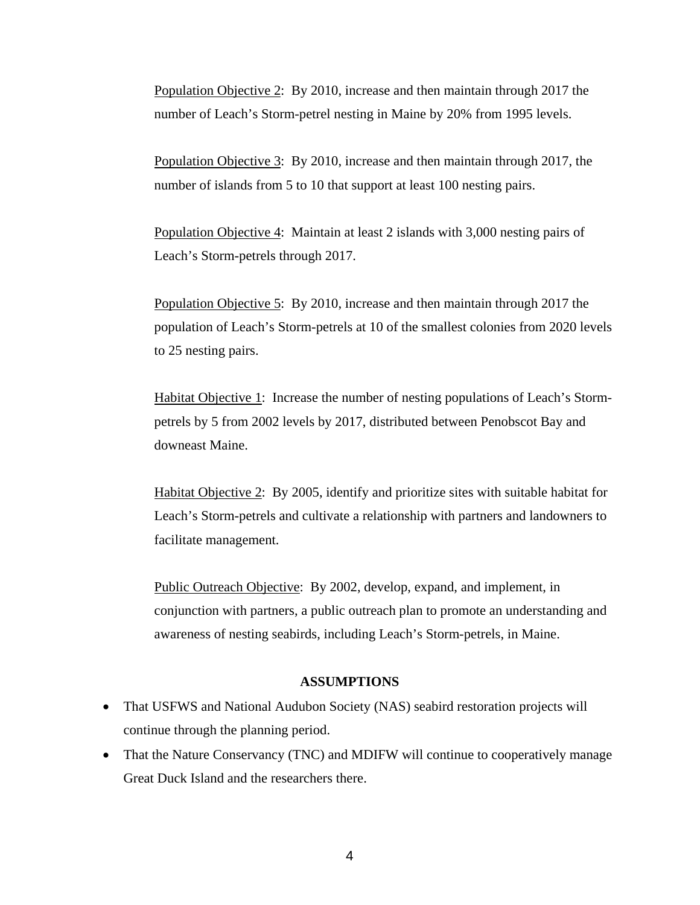Population Objective 2:  By 2010, increase and then maintain through 2017 the number of Leach's Storm-petrel nesting in Maine by 20% from 1995 levels.

Population Objective 3:  By 2010, increase and then maintain through 2017, the number of islands from 5 to 10 that support at least 100 nesting pairs.

Population Objective 4:  Maintain at least 2 islands with 3,000 nesting pairs of Leach's Storm-petrels through 2017.

Population Objective 5:  By 2010, increase and then maintain through 2017 the population of Leach's Storm-petrels at 10 of the smallest colonies from 2020 levels to 25 nesting pairs.

Habitat Objective 1:  Increase the number of nesting populations of Leach's Storm-petrels by 5 from 2002 levels by 2017, distributed between Penobscot Bay and downeast Maine.

Habitat Objective 2:  By 2005, identify and prioritize sites with suitable habitat for Leach's Storm-petrels and cultivate a relationship with partners and landowners to facilitate management.

Public Outreach Objective:  By 2002, develop, expand, and implement, in conjunction with partners, a public outreach plan to promote an understanding and awareness of nesting seabirds, including Leach's Storm-petrels, in Maine.

## ASSUMPTIONS

- That USFWS and National Audubon Society (NAS) seabird restoration projects will continue through the planning period.
- That the Nature Conservancy (TNC) and MDIFW will continue to cooperatively manage Great Duck Island and the researchers there.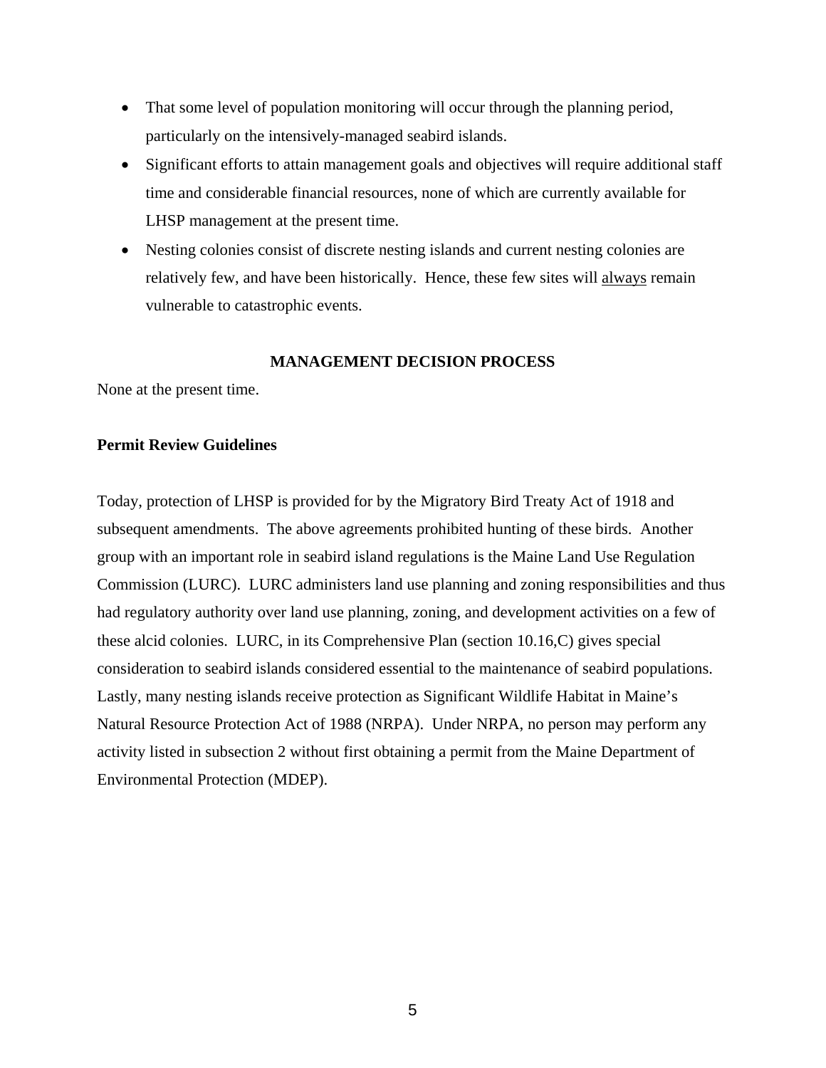- That some level of population monitoring will occur through the planning period, particularly on the intensively-managed seabird islands.
- Significant efforts to attain management goals and objectives will require additional staff time and considerable financial resources, none of which are currently available for LHSP management at the present time.
- Nesting colonies consist of discrete nesting islands and current nesting colonies are relatively few, and have been historically. Hence, these few sites will <u>always</u> remain vulnerable to catastrophic events.

## MANAGEMENT DECISION PROCESS

None at the present time.

### Permit Review Guidelines

Today, protection of LHSP is provided for by the Migratory Bird Treaty Act of 1918 and subsequent amendments. The above agreements prohibited hunting of these birds. Another group with an important role in seabird island regulations is the Maine Land Use Regulation Commission (LURC). LURC administers land use planning and zoning responsibilities and thus had regulatory authority over land use planning, zoning, and development activities on a few of these alcid colonies. LURC, in its Comprehensive Plan (section 10.16,C) gives special consideration to seabird islands considered essential to the maintenance of seabird populations. Lastly, many nesting islands receive protection as Significant Wildlife Habitat in Maine's Natural Resource Protection Act of 1988 (NRPA). Under NRPA, no person may perform any activity listed in subsection 2 without first obtaining a permit from the Maine Department of Environmental Protection (MDEP).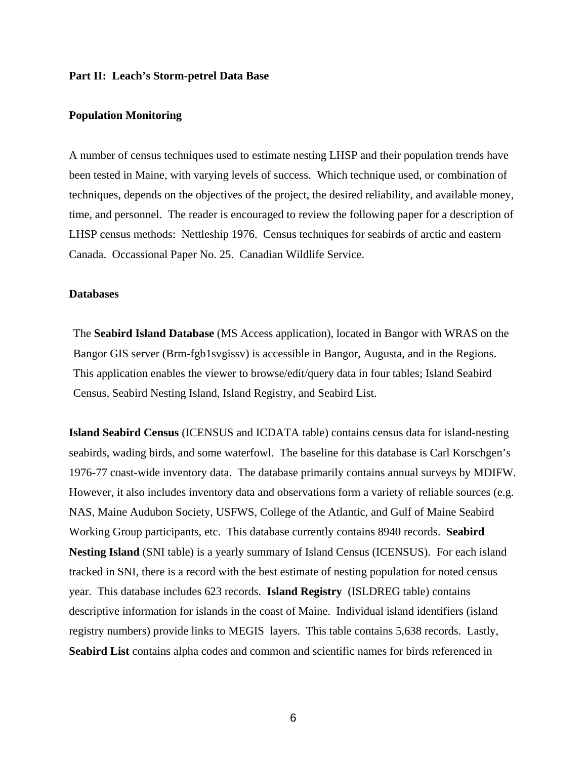**Part II: Leach's Storm-petrel Data Base**

**Population Monitoring**

A number of census techniques used to estimate nesting LHSP and their population trends have been tested in Maine, with varying levels of success. Which technique used, or combination of techniques, depends on the objectives of the project, the desired reliability, and available money, time, and personnel. The reader is encouraged to review the following paper for a description of LHSP census methods: Nettleship 1976. Census techniques for seabirds of arctic and eastern Canada. Occassional Paper No. 25. Canadian Wildlife Service.

**Databases**

The **Seabird Island Database** (MS Access application), located in Bangor with WRAS on the Bangor GIS server (Brm-fgb1svgissv) is accessible in Bangor, Augusta, and in the Regions. This application enables the viewer to browse/edit/query data in four tables; Island Seabird Census, Seabird Nesting Island, Island Registry, and Seabird List.

**Island Seabird Census** (ICENSUS and ICDATA table) contains census data for island-nesting seabirds, wading birds, and some waterfowl. The baseline for this database is Carl Korschgen's 1976-77 coast-wide inventory data. The database primarily contains annual surveys by MDIFW. However, it also includes inventory data and observations form a variety of reliable sources (e.g. NAS, Maine Audubon Society, USFWS, College of the Atlantic, and Gulf of Maine Seabird Working Group participants, etc. This database currently contains 8940 records. **Seabird Nesting Island** (SNI table) is a yearly summary of Island Census (ICENSUS). For each island tracked in SNI, there is a record with the best estimate of nesting population for noted census year. This database includes 623 records. **Island Registry** (ISLDREG table) contains descriptive information for islands in the coast of Maine. Individual island identifiers (island registry numbers) provide links to MEGIS layers. This table contains 5,638 records. Lastly, **Seabird List** contains alpha codes and common and scientific names for birds referenced in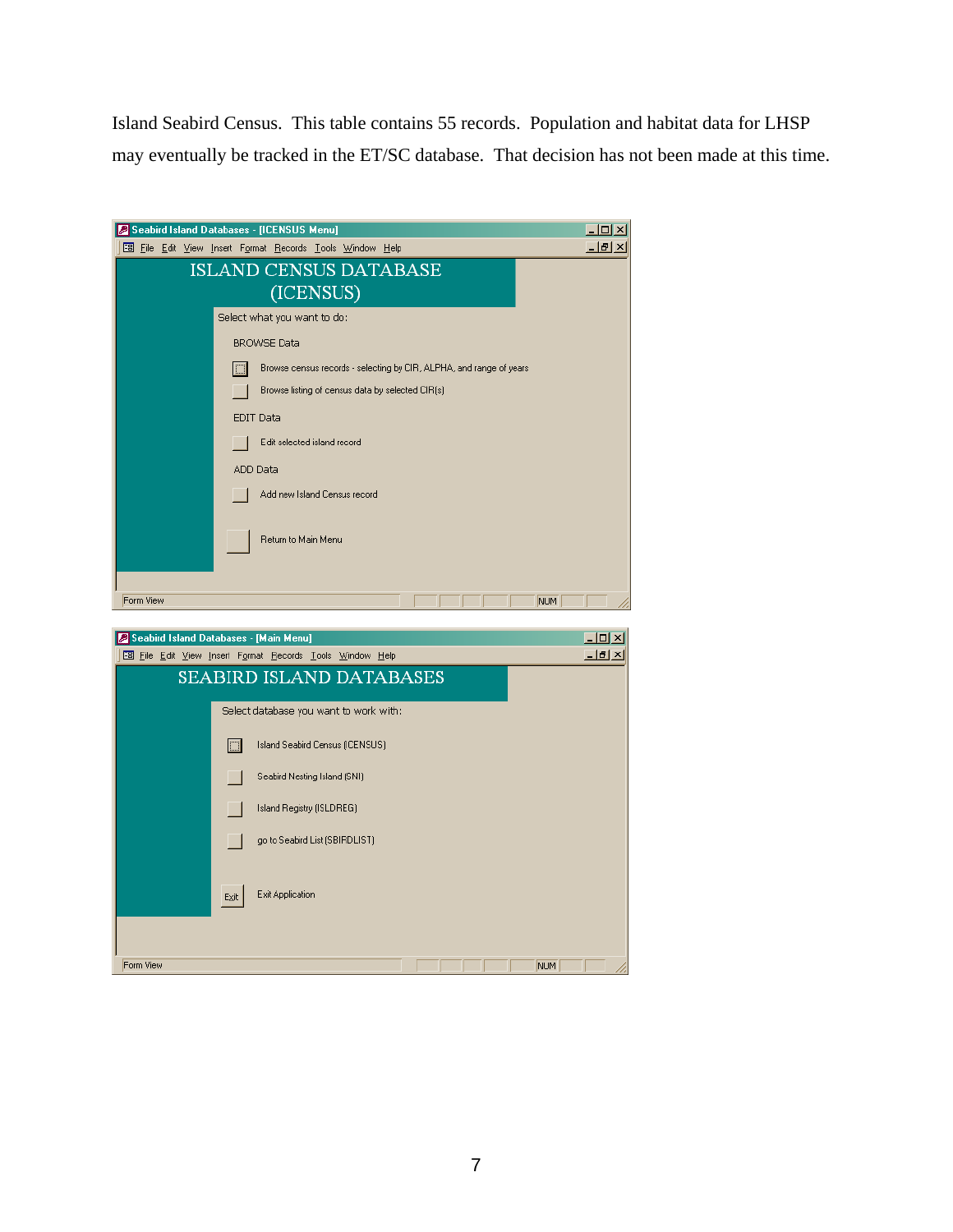Island Seabird Census. This table contains 55 records. Population and habitat data for LHSP may eventually be tracked in the ET/SC database. That decision has not been made at this time.

Seabird Island Databases - [ICENSUS Menu]

ISLAND CENSUS DATABASE (ICENSUS)

Select what you want to do:

BROWSE Data

Browse census records - selecting by CIR, ALPHA, and range of years

Browse listing of census data by selected CIR(s)

EDIT Data

Edit selected island record

ADD Data

Add new Island Census record

Return to Main Menu

Seabird Island Databases - [Main Menu]

SEABIRD ISLAND DATABASES

Select database you want to work with:

Island Seabird Census (ICENSUS)

Seabird Nesting Island (SNI)

Island Registry (ISLDREG)

go to Seabird List (SBIRDLIST)

Exit Application